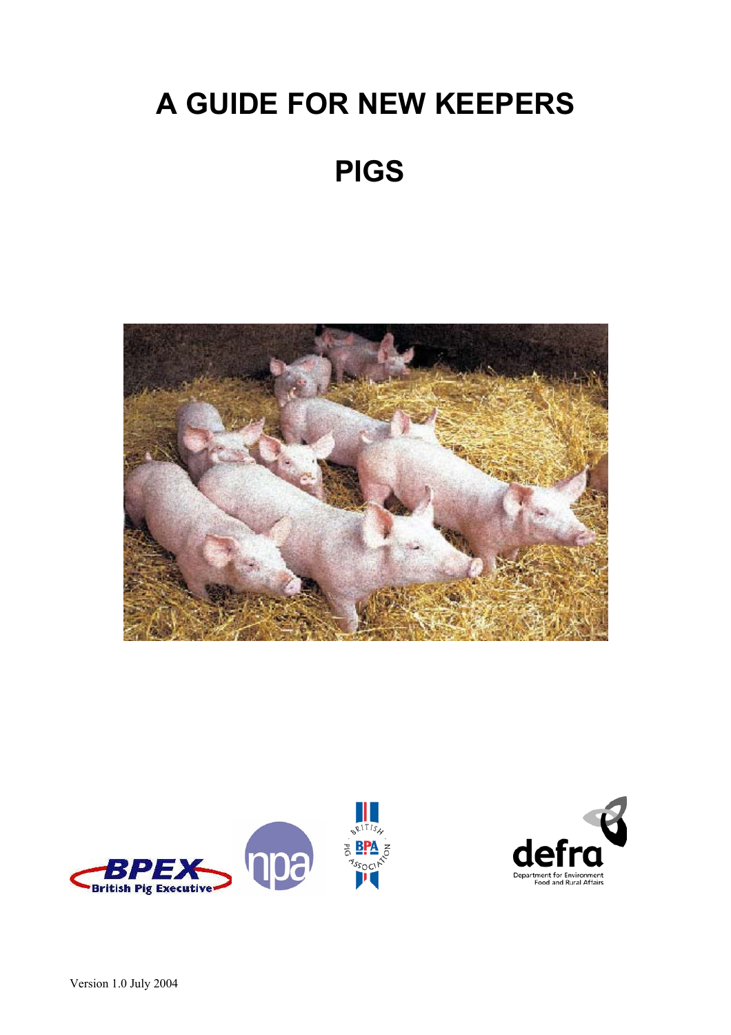# A GUIDE FOR NEW KEEPERS

# PIGS

Version 1.0 July 2004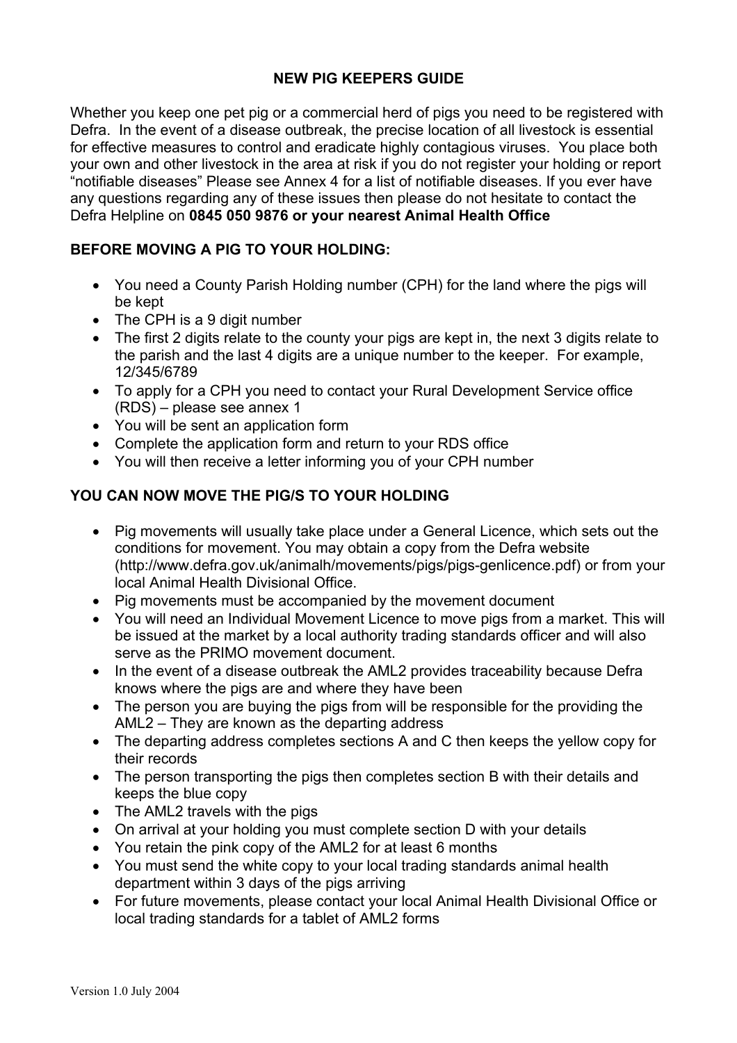## NEW PIG KEEPERS GUIDE

Whether you keep one pet pig or a commercial herd of pigs you need to be registered with Defra. In the event of a disease outbreak, the precise location of all livestock is essential for effective measures to control and eradicate highly contagious viruses. You place both your own and other livestock in the area at risk if you do not register your holding or report "notifiable diseases" Please see Annex 4 for a list of notifiable diseases. If you ever have any questions regarding any of these issues then please do not hesitate to contact the Defra Helpline on **0845 050 9876 or your nearest Animal Health Office**

### BEFORE MOVING A PIG TO YOUR HOLDING:

- You need a County Parish Holding number (CPH) for the land where the pigs will be kept
- The CPH is a 9 digit number
- The first 2 digits relate to the county your pigs are kept in, the next 3 digits relate to the parish and the last 4 digits are a unique number to the keeper. For example, 12/345/6789
- To apply for a CPH you need to contact your Rural Development Service office (RDS) – please see annex 1
- You will be sent an application form
- Complete the application form and return to your RDS office
- You will then receive a letter informing you of your CPH number

### YOU CAN NOW MOVE THE PIG/S TO YOUR HOLDING

- Pig movements will usually take place under a General Licence, which sets out the conditions for movement. You may obtain a copy from the Defra website (http://www.defra.gov.uk/animalh/movements/pigs/pigs-genlicence.pdf) or from your local Animal Health Divisional Office.
- Pig movements must be accompanied by the movement document
- You will need an Individual Movement Licence to move pigs from a market. This will be issued at the market by a local authority trading standards officer and will also serve as the PRIMO movement document.
- In the event of a disease outbreak the AML2 provides traceability because Defra knows where the pigs are and where they have been
- The person you are buying the pigs from will be responsible for the providing the AML2 – They are known as the departing address
- The departing address completes sections A and C then keeps the yellow copy for their records
- The person transporting the pigs then completes section B with their details and keeps the blue copy
- The AML2 travels with the pigs
- On arrival at your holding you must complete section D with your details
- You retain the pink copy of the AML2 for at least 6 months
- You must send the white copy to your local trading standards animal health department within 3 days of the pigs arriving
- For future movements, please contact your local Animal Health Divisional Office or local trading standards for a tablet of AML2 forms

Version 1.0 July 2004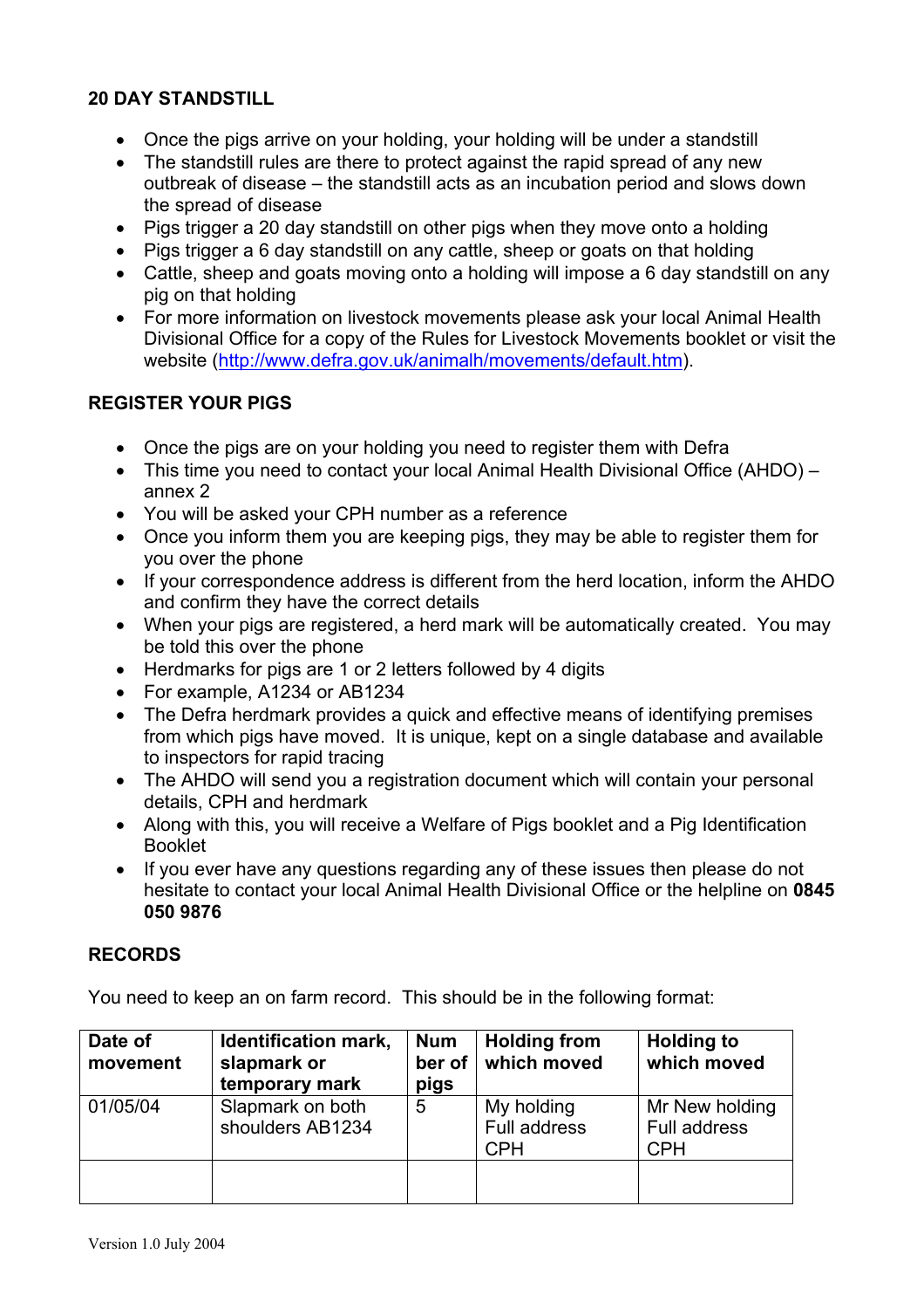## 20 DAY STANDSTILL

- Once the pigs arrive on your holding, your holding will be under a standstill
- The standstill rules are there to protect against the rapid spread of any new outbreak of disease – the standstill acts as an incubation period and slows down the spread of disease
- Pigs trigger a 20 day standstill on other pigs when they move onto a holding
- Pigs trigger a 6 day standstill on any cattle, sheep or goats on that holding
- Cattle, sheep and goats moving onto a holding will impose a 6 day standstill on any pig on that holding
- For more information on livestock movements please ask your local Animal Health Divisional Office for a copy of the Rules for Livestock Movements booklet or visit the website (http://www.defra.gov.uk/animalh/movements/default.htm).

## REGISTER YOUR PIGS

- Once the pigs are on your holding you need to register them with Defra
- This time you need to contact your local Animal Health Divisional Office (AHDO) – annex 2
- You will be asked your CPH number as a reference
- Once you inform them you are keeping pigs, they may be able to register them for you over the phone
- If your correspondence address is different from the herd location, inform the AHDO and confirm they have the correct details
- When your pigs are registered, a herd mark will be automatically created. You may be told this over the phone
- Herdmarks for pigs are 1 or 2 letters followed by 4 digits
- For example, A1234 or AB1234
- The Defra herdmark provides a quick and effective means of identifying premises from which pigs have moved. It is unique, kept on a single database and available to inspectors for rapid tracing
- The AHDO will send you a registration document which will contain your personal details, CPH and herdmark
- Along with this, you will receive a Welfare of Pigs booklet and a Pig Identification Booklet
- If you ever have any questions regarding any of these issues then please do not hesitate to contact your local Animal Health Divisional Office or the helpline on **0845 050 9876**

## RECORDS

You need to keep an on farm record. This should be in the following format:

| Date of movement | Identification mark, slapmark or temporary mark | Number of pigs | Holding from which moved | Holding to which moved |
|---|---|---|---|---|
| 01/05/04 | Slapmark on both shoulders AB1234 | 5 | My holding<br>Full address<br>CPH | Mr New holding<br>Full address<br>CPH |
| | | | | |

Version 1.0 July 2004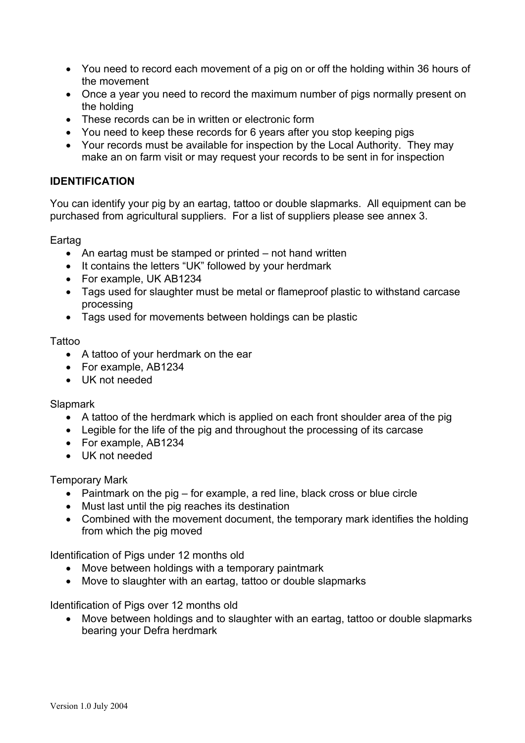- You need to record each movement of a pig on or off the holding within 36 hours of the movement
- Once a year you need to record the maximum number of pigs normally present on the holding
- These records can be in written or electronic form
- You need to keep these records for 6 years after you stop keeping pigs
- Your records must be available for inspection by the Local Authority. They may make an on farm visit or may request your records to be sent in for inspection

**IDENTIFICATION**

You can identify your pig by an eartag, tattoo or double slapmarks. All equipment can be purchased from agricultural suppliers. For a list of suppliers please see annex 3.

Eartag

- An eartag must be stamped or printed – not hand written
- It contains the letters "UK" followed by your herdmark
- For example, UK AB1234
- Tags used for slaughter must be metal or flameproof plastic to withstand carcase processing
- Tags used for movements between holdings can be plastic

Tattoo

- A tattoo of your herdmark on the ear
- For example, AB1234
- UK not needed

Slapmark

- A tattoo of the herdmark which is applied on each front shoulder area of the pig
- Legible for the life of the pig and throughout the processing of its carcase
- For example, AB1234
- UK not needed

Temporary Mark

- Paintmark on the pig – for example, a red line, black cross or blue circle
- Must last until the pig reaches its destination
- Combined with the movement document, the temporary mark identifies the holding from which the pig moved

Identification of Pigs under 12 months old

- Move between holdings with a temporary paintmark
- Move to slaughter with an eartag, tattoo or double slapmarks

Identification of Pigs over 12 months old

- Move between holdings and to slaughter with an eartag, tattoo or double slapmarks bearing your Defra herdmark

Version 1.0 July 2004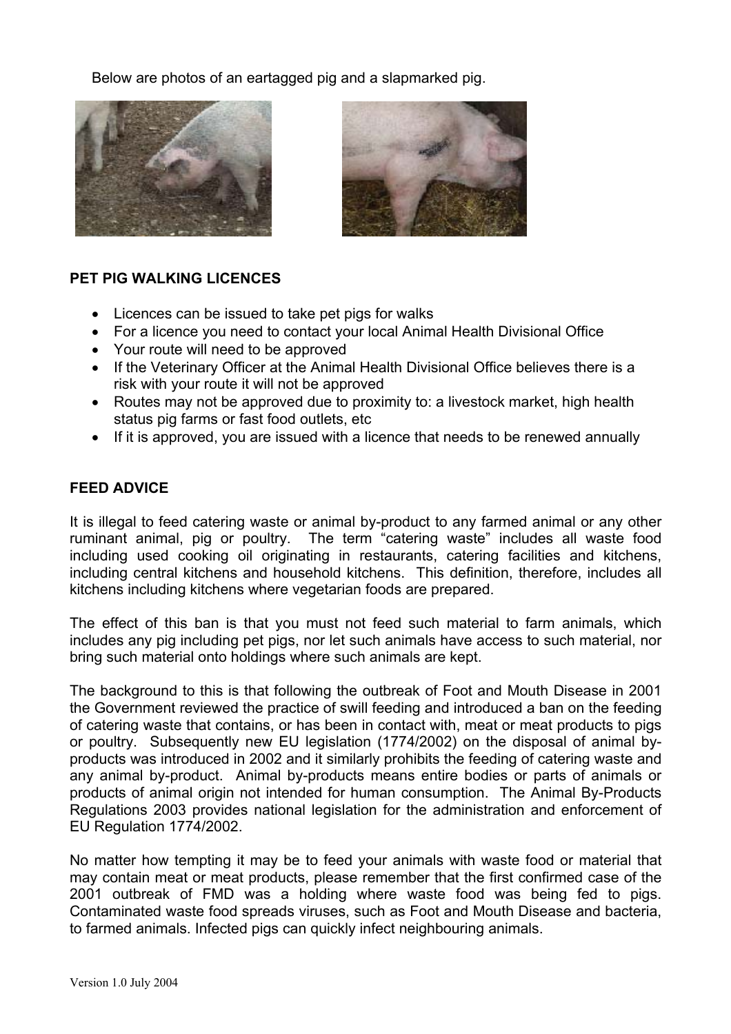Below are photos of an eartagged pig and a slapmarked pig.

**PET PIG WALKING LICENCES**

- Licences can be issued to take pet pigs for walks
- For a licence you need to contact your local Animal Health Divisional Office
- Your route will need to be approved
- If the Veterinary Officer at the Animal Health Divisional Office believes there is a risk with your route it will not be approved
- Routes may not be approved due to proximity to: a livestock market, high health status pig farms or fast food outlets, etc
- If it is approved, you are issued with a licence that needs to be renewed annually

**FEED ADVICE**

It is illegal to feed catering waste or animal by-product to any farmed animal or any other ruminant animal, pig or poultry. The term "catering waste" includes all waste food including used cooking oil originating in restaurants, catering facilities and kitchens, including central kitchens and household kitchens. This definition, therefore, includes all kitchens including kitchens where vegetarian foods are prepared.

The effect of this ban is that you must not feed such material to farm animals, which includes any pig including pet pigs, nor let such animals have access to such material, nor bring such material onto holdings where such animals are kept.

The background to this is that following the outbreak of Foot and Mouth Disease in 2001 the Government reviewed the practice of swill feeding and introduced a ban on the feeding of catering waste that contains, or has been in contact with, meat or meat products to pigs or poultry. Subsequently new EU legislation (1774/2002) on the disposal of animal by-products was introduced in 2002 and it similarly prohibits the feeding of catering waste and any animal by-product. Animal by-products means entire bodies or parts of animals or products of animal origin not intended for human consumption. The Animal By-Products Regulations 2003 provides national legislation for the administration and enforcement of EU Regulation 1774/2002.

No matter how tempting it may be to feed your animals with waste food or material that may contain meat or meat products, please remember that the first confirmed case of the 2001 outbreak of FMD was a holding where waste food was being fed to pigs. Contaminated waste food spreads viruses, such as Foot and Mouth Disease and bacteria, to farmed animals. Infected pigs can quickly infect neighbouring animals.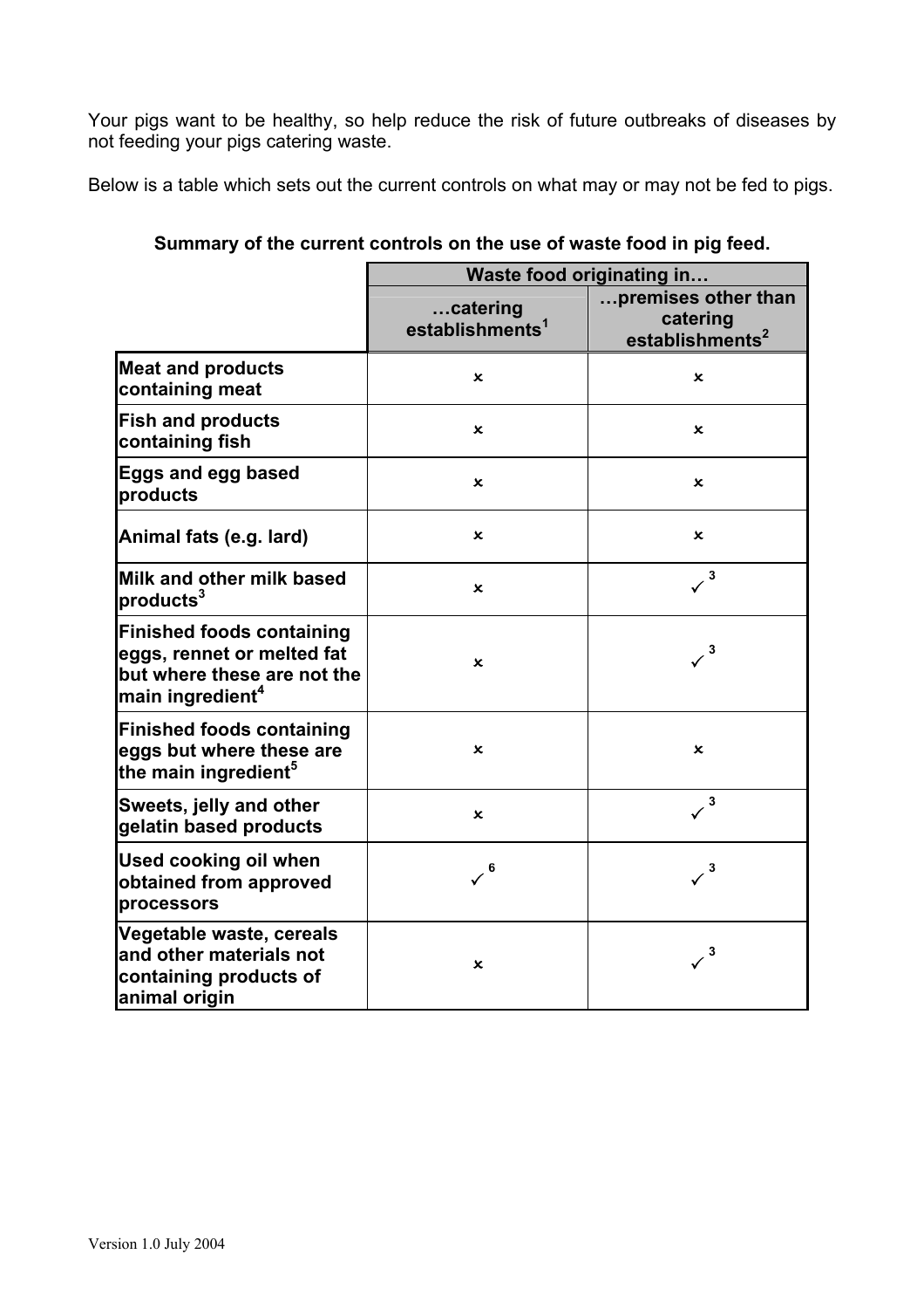Your pigs want to be healthy, so help reduce the risk of future outbreaks of diseases by not feeding your pigs catering waste.

Below is a table which sets out the current controls on what may or may not be fed to pigs.

**Summary of the current controls on the use of waste food in pig feed.**

| | Waste food originating in… | |
|---|---|---|
| | …catering establishments[1] | …premises other than catering establishments[2] |
| **Meat and products containing meat** | ✗ | ✗ |
| **Fish and products containing fish** | ✗ | ✗ |
| **Eggs and egg based products** | ✗ | ✗ |
| **Animal fats (e.g. lard)** | ✗ | ✗ |
| **Milk and other milk based products[3]** | ✗ | ✓[3] |
| **Finished foods containing eggs, rennet or melted fat but where these are not the main ingredient[4]** | ✗ | ✓[3] |
| **Finished foods containing eggs but where these are the main ingredient[5]** | ✗ | ✗ |
| **Sweets, jelly and other gelatin based products** | ✗ | ✓[3] |
| **Used cooking oil when obtained from approved processors** | ✓[6] | ✓[3] |
| **Vegetable waste, cereals and other materials not containing products of animal origin** | ✗ | ✓[3] |

Version 1.0 July 2004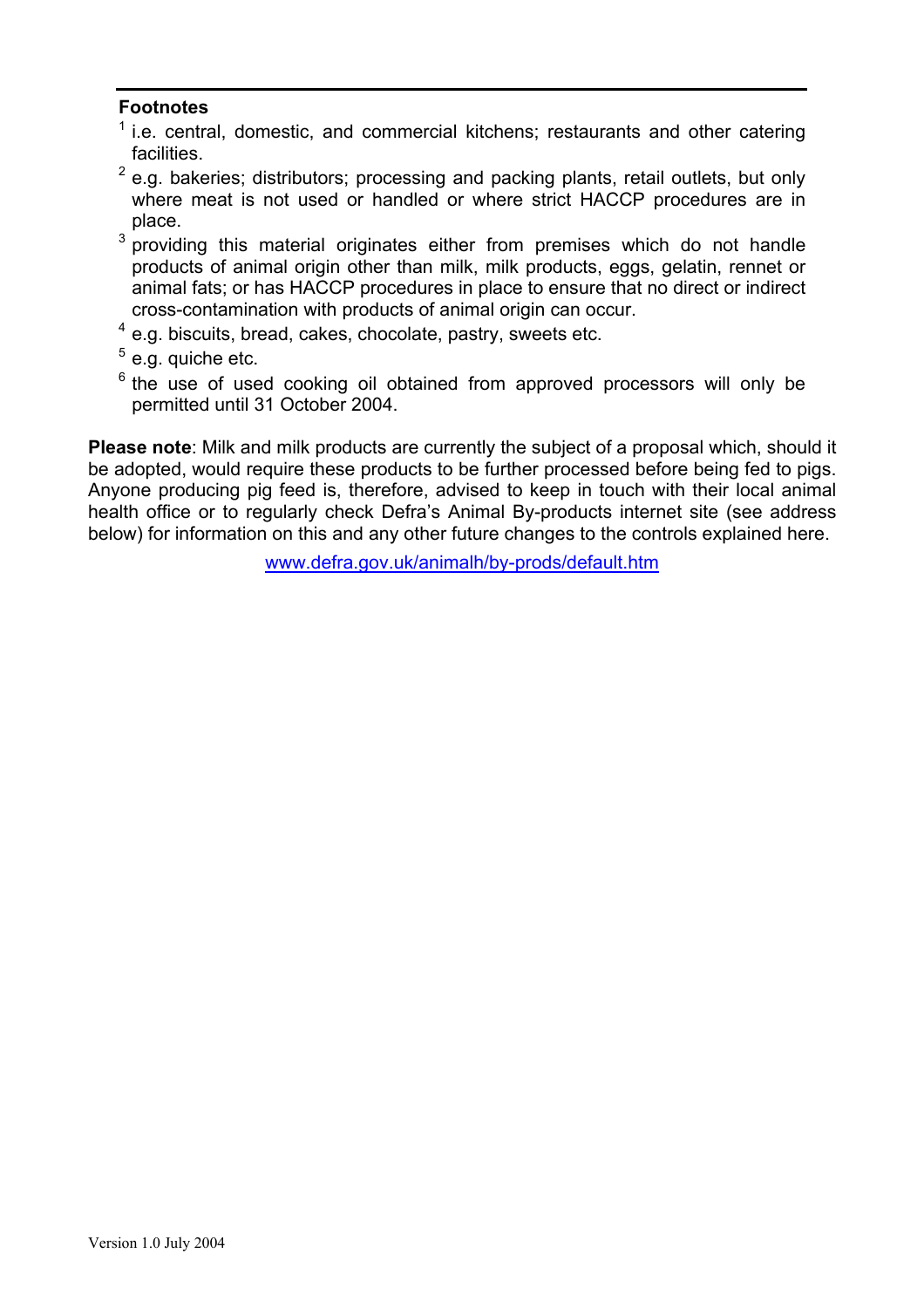**Footnotes**

[1] i.e. central, domestic, and commercial kitchens; restaurants and other catering facilities.

[2] e.g. bakeries; distributors; processing and packing plants, retail outlets, but only where meat is not used or handled or where strict HACCP procedures are in place.

[3] providing this material originates either from premises which do not handle products of animal origin other than milk, milk products, eggs, gelatin, rennet or animal fats; or has HACCP procedures in place to ensure that no direct or indirect cross-contamination with products of animal origin can occur.

[4] e.g. biscuits, bread, cakes, chocolate, pastry, sweets etc.

[5] e.g. quiche etc.

[6] the use of used cooking oil obtained from approved processors will only be permitted until 31 October 2004.

**Please note**: Milk and milk products are currently the subject of a proposal which, should it be adopted, would require these products to be further processed before being fed to pigs. Anyone producing pig feed is, therefore, advised to keep in touch with their local animal health office or to regularly check Defra's Animal By-products internet site (see address below) for information on this and any other future changes to the controls explained here.

www.defra.gov.uk/animalh/by-prods/default.htm

Version 1.0 July 2004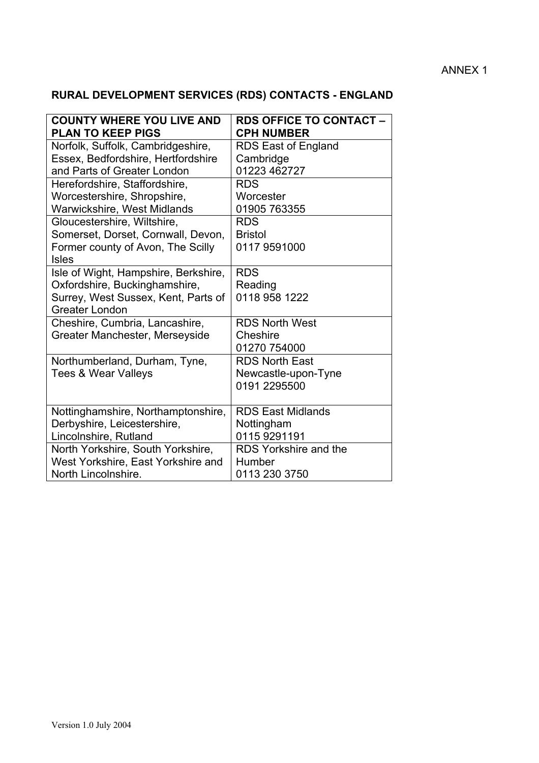ANNEX 1

## RURAL DEVELOPMENT SERVICES (RDS) CONTACTS - ENGLAND

| COUNTY WHERE YOU LIVE AND PLAN TO KEEP PIGS | RDS OFFICE TO CONTACT – CPH NUMBER |
|---|---|
| Norfolk, Suffolk, Cambridgeshire, Essex, Bedfordshire, Hertfordshire and Parts of Greater London | RDS East of England Cambridge 01223 462727 |
| Herefordshire, Staffordshire, Worcestershire, Shropshire, Warwickshire, West Midlands | RDS Worcester 01905 763355 |
| Gloucestershire, Wiltshire, Somerset, Dorset, Cornwall, Devon, Former county of Avon, The Scilly Isles | RDS Bristol 0117 9591000 |
| Isle of Wight, Hampshire, Berkshire, Oxfordshire, Buckinghamshire, Surrey, West Sussex, Kent, Parts of Greater London | RDS Reading 0118 958 1222 |
| Cheshire, Cumbria, Lancashire, Greater Manchester, Merseyside | RDS North West Cheshire 01270 754000 |
| Northumberland, Durham, Tyne, Tees & Wear Valleys | RDS North East Newcastle-upon-Tyne 0191 2295500 |
| Nottinghamshire, Northamptonshire, Derbyshire, Leicestershire, Lincolnshire, Rutland | RDS East Midlands Nottingham 0115 9291191 |
| North Yorkshire, South Yorkshire, West Yorkshire, East Yorkshire and North Lincolnshire. | RDS Yorkshire and the Humber 0113 230 3750 |

Version 1.0 July 2004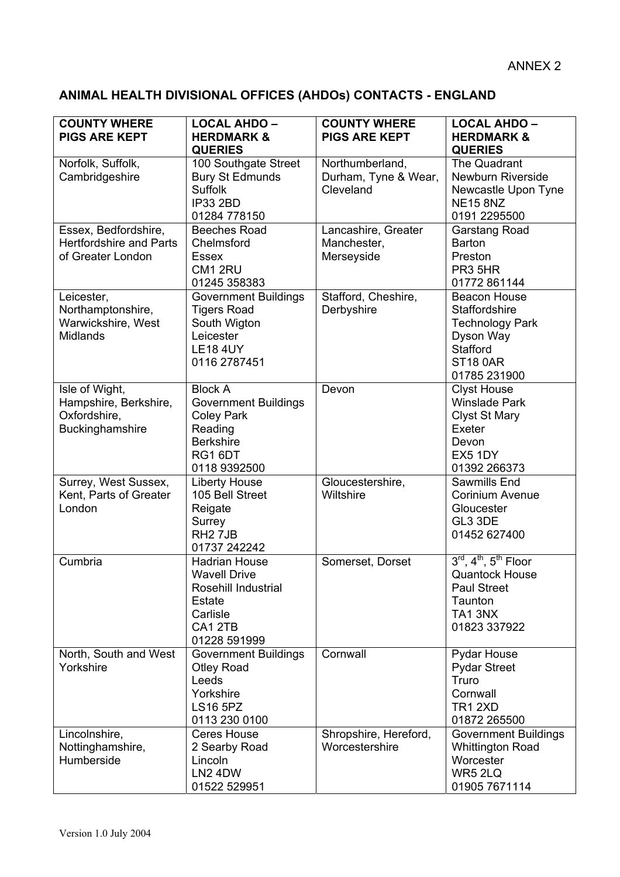ANNEX 2

## ANIMAL HEALTH DIVISIONAL OFFICES (AHDOs) CONTACTS - ENGLAND

| COUNTY WHERE PIGS ARE KEPT | LOCAL AHDO – HERDMARK & QUERIES | COUNTY WHERE PIGS ARE KEPT | LOCAL AHDO – HERDMARK & QUERIES |
|---|---|---|---|
| Norfolk, Suffolk, Cambridgeshire | 100 Southgate Street<br>Bury St Edmunds<br>Suffolk<br>IP33 2BD<br>01284 778150 | Northumberland, Durham, Tyne & Wear, Cleveland | The Quadrant<br>Newburn Riverside<br>Newcastle Upon Tyne<br>NE15 8NZ<br>0191 2295500 |
| Essex, Bedfordshire, Hertfordshire and Parts of Greater London | Beeches Road<br>Chelmsford<br>Essex<br>CM1 2RU<br>01245 358383 | Lancashire, Greater Manchester, Merseyside | Garstang Road<br>Barton<br>Preston<br>PR3 5HR<br>01772 861144 |
| Leicester, Northamptonshire, Warwickshire, West Midlands | Government Buildings<br>Tigers Road<br>South Wigton<br>Leicester<br>LE18 4UY<br>0116 2787451 | Stafford, Cheshire, Derbyshire | Beacon House<br>Staffordshire<br>Technology Park<br>Dyson Way<br>Stafford<br>ST18 0AR<br>01785 231900 |
| Isle of Wight, Hampshire, Berkshire, Oxfordshire, Buckinghamshire | Block A<br>Government Buildings<br>Coley Park<br>Reading<br>Berkshire<br>RG1 6DT<br>0118 9392500 | Devon | Clyst House<br>Winslade Park<br>Clyst St Mary<br>Exeter<br>Devon<br>EX5 1DY<br>01392 266373 |
| Surrey, West Sussex, Kent, Parts of Greater London | Liberty House<br>105 Bell Street<br>Reigate<br>Surrey<br>RH2 7JB<br>01737 242242 | Gloucestershire, Wiltshire | Sawmills End<br>Corinium Avenue<br>Gloucester<br>GL3 3DE<br>01452 627400 |
| Cumbria | Hadrian House<br>Wavell Drive<br>Rosehill Industrial Estate<br>Carlisle<br>CA1 2TB<br>01228 591999 | Somerset, Dorset | 3rd, 4th, 5th Floor<br>Quantock House<br>Paul Street<br>Taunton<br>TA1 3NX<br>01823 337922 |
| North, South and West Yorkshire | Government Buildings<br>Otley Road<br>Leeds<br>Yorkshire<br>LS16 5PZ<br>0113 230 0100 | Cornwall | Pydar House<br>Pydar Street<br>Truro<br>Cornwall<br>TR1 2XD<br>01872 265500 |
| Lincolnshire, Nottinghamshire, Humberside | Ceres House<br>2 Searby Road<br>Lincoln<br>LN2 4DW<br>01522 529951 | Shropshire, Hereford, Worcestershire | Government Buildings<br>Whittington Road<br>Worcester<br>WR5 2LQ<br>01905 7671114 |

Version 1.0 July 2004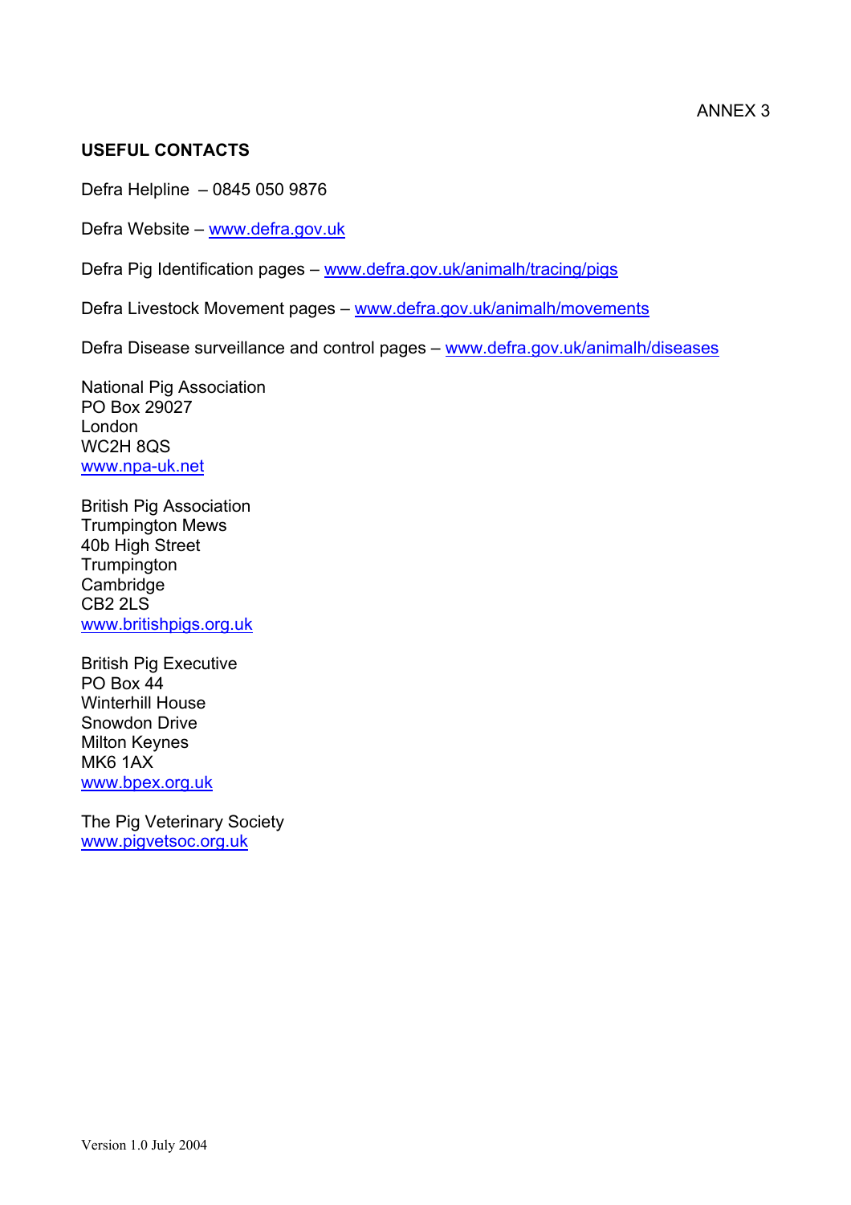ANNEX 3

## USEFUL CONTACTS

Defra Helpline – 0845 050 9876

Defra Website – www.defra.gov.uk

Defra Pig Identification pages – www.defra.gov.uk/animalh/tracing/pigs

Defra Livestock Movement pages – www.defra.gov.uk/animalh/movements

Defra Disease surveillance and control pages – www.defra.gov.uk/animalh/diseases

National Pig Association  
PO Box 29027  
London  
WC2H 8QS  
www.npa-uk.net

British Pig Association  
Trumpington Mews  
40b High Street  
Trumpington  
Cambridge  
CB2 2LS  
www.britishpigs.org.uk

British Pig Executive  
PO Box 44  
Winterhill House  
Snowdon Drive  
Milton Keynes  
MK6 1AX  
www.bpex.org.uk

The Pig Veterinary Society  
www.pigvetsoc.org.uk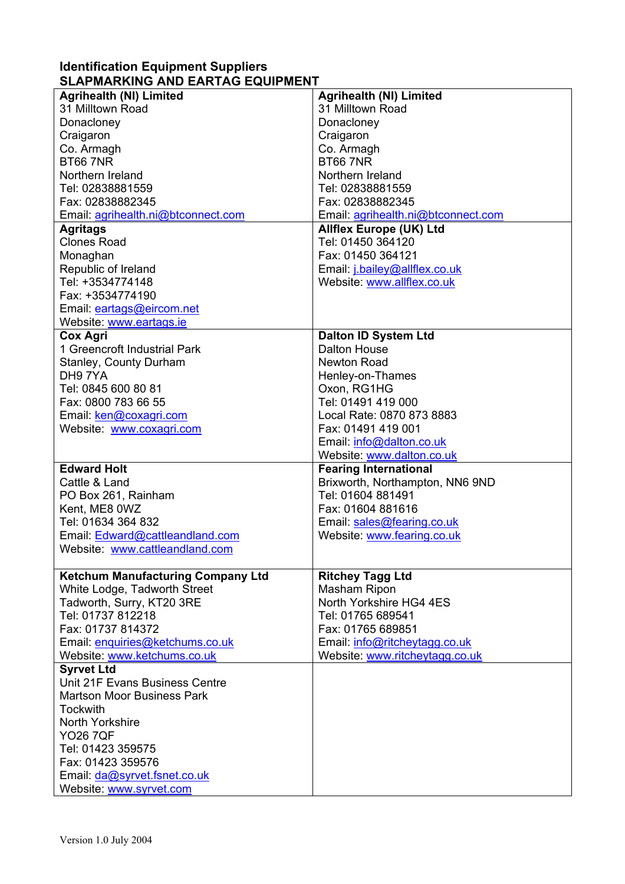**Identification Equipment Suppliers**
**SLAPMARKING AND EARTAG EQUIPMENT**

| | |
|---|---|
| **Agrihealth (NI) Limited**<br>31 Milltown Road<br>Donacloney<br>Craigaron<br>Co. Armagh<br>BT66 7NR<br>Northern Ireland<br>Tel: 02838881559<br>Fax: 02838882345<br>Email: agrihealth.ni@btconnect.com | **Agrihealth (NI) Limited**<br>31 Milltown Road<br>Donacloney<br>Craigaron<br>Co. Armagh<br>BT66 7NR<br>Northern Ireland<br>Tel: 02838881559<br>Fax: 02838882345<br>Email: agrihealth.ni@btconnect.com |
| **Agritags**<br>Clones Road<br>Monaghan<br>Republic of Ireland<br>Tel: +3534774148<br>Fax: +3534774190<br>Email: eartags@eircom.net<br>Website: www.eartags.ie | **Allflex Europe (UK) Ltd**<br>Tel: 01450 364120<br>Fax: 01450 364121<br>Email: j.bailey@allflex.co.uk<br>Website: www.allflex.co.uk |
| **Cox Agri**<br>1 Greencroft Industrial Park<br>Stanley, County Durham<br>DH9 7YA<br>Tel: 0845 600 80 81<br>Fax: 0800 783 66 55<br>Email: ken@coxagri.com<br>Website: www.coxagri.com | **Dalton ID System Ltd**<br>Dalton House<br>Newton Road<br>Henley-on-Thames<br>Oxon, RG1HG<br>Tel: 01491 419 000<br>Local Rate: 0870 873 8883<br>Fax: 01491 419 001<br>Email: info@dalton.co.uk<br>Website: www.dalton.co.uk |
| **Edward Holt**<br>Cattle & Land<br>PO Box 261, Rainham<br>Kent, ME8 0WZ<br>Tel: 01634 364 832<br>Email: Edward@cattleandland.com<br>Website: www.cattleandland.com | **Fearing International**<br>Brixworth, Northampton, NN6 9ND<br>Tel: 01604 881491<br>Fax: 01604 881616<br>Email: sales@fearing.co.uk<br>Website: www.fearing.co.uk |
| **Ketchum Manufacturing Company Ltd**<br>White Lodge, Tadworth Street<br>Tadworth, Surry, KT20 3RE<br>Tel: 01737 812218<br>Fax: 01737 814372<br>Email: enquiries@ketchums.co.uk<br>Website: www.ketchums.co.uk | **Ritchey Tagg Ltd**<br>Masham Ripon<br>North Yorkshire HG4 4ES<br>Tel: 01765 689541<br>Fax: 01765 689851<br>Email: info@ritcheytagg.co.uk<br>Website: www.ritcheytagg.co.uk |
| **Syrvet Ltd**<br>Unit 21F Evans Business Centre<br>Martson Moor Business Park<br>Tockwith<br>North Yorkshire<br>YO26 7QF<br>Tel: 01423 359575<br>Fax: 01423 359576<br>Email: da@syrvet.fsnet.co.uk<br>Website: www.syrvet.com | |

Version 1.0 July 2004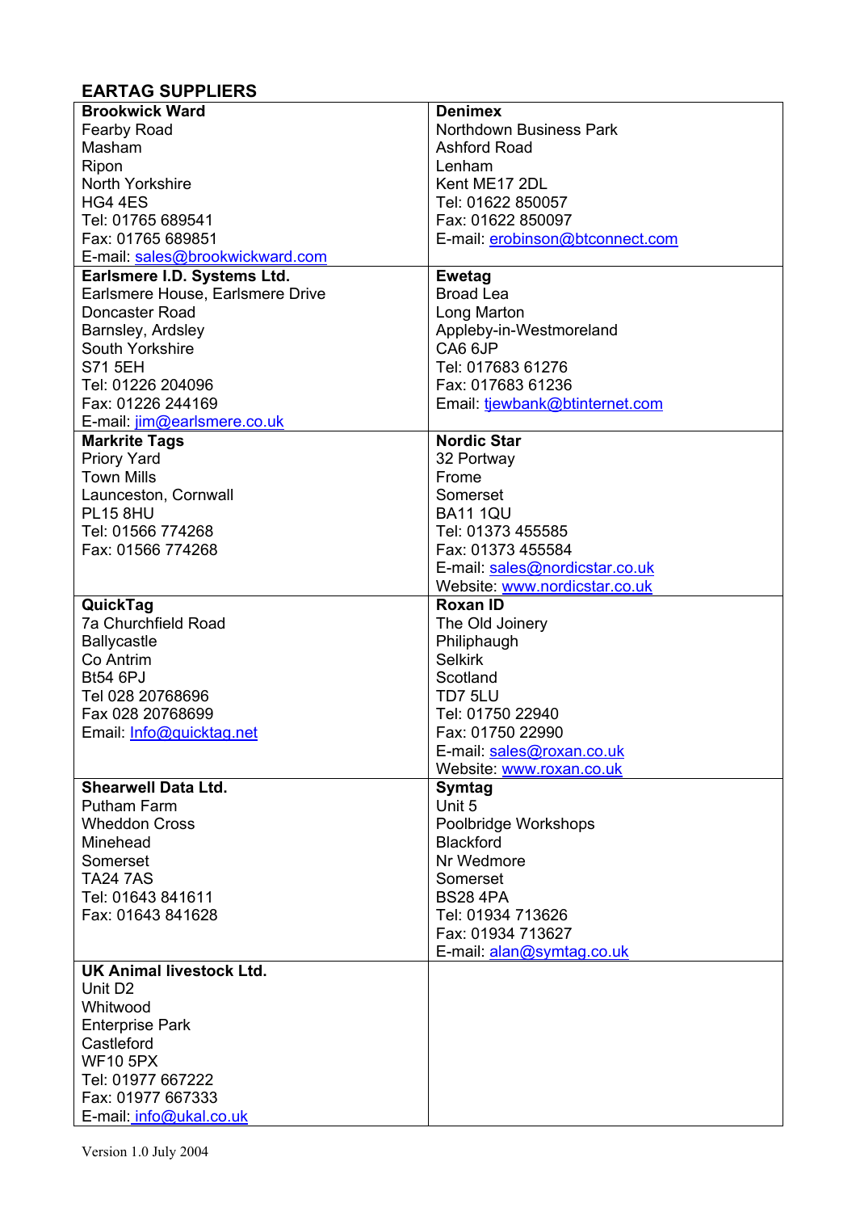## EARTAG SUPPLIERS

| | |
|---|---|
| **Brookwick Ward**<br>Fearby Road<br>Masham<br>Ripon<br>North Yorkshire<br>HG4 4ES<br>Tel: 01765 689541<br>Fax: 01765 689851<br>E-mail: sales@brookwickward.com | **Denimex**<br>Northdown Business Park<br>Ashford Road<br>Lenham<br>Kent ME17 2DL<br>Tel: 01622 850057<br>Fax: 01622 850097<br>E-mail: erobinson@btconnect.com |
| **Earlsmere I.D. Systems Ltd.**<br>Earlsmere House, Earlsmere Drive<br>Doncaster Road<br>Barnsley, Ardsley<br>South Yorkshire<br>S71 5EH<br>Tel: 01226 204096<br>Fax: 01226 244169<br>E-mail: jim@earlsmere.co.uk | **Ewetag**<br>Broad Lea<br>Long Marton<br>Appleby-in-Westmoreland<br>CA6 6JP<br>Tel: 017683 61276<br>Fax: 017683 61236<br>Email: tjewbank@btinternet.com |
| **Markrite Tags**<br>Priory Yard<br>Town Mills<br>Launceston, Cornwall<br>PL15 8HU<br>Tel: 01566 774268<br>Fax: 01566 774268 | **Nordic Star**<br>32 Portway<br>Frome<br>Somerset<br>BA11 1QU<br>Tel: 01373 455585<br>Fax: 01373 455584<br>E-mail: sales@nordicstar.co.uk<br>Website: www.nordicstar.co.uk |
| **QuickTag**<br>7a Churchfield Road<br>Ballycastle<br>Co Antrim<br>Bt54 6PJ<br>Tel 028 20768696<br>Fax 028 20768699<br>Email: Info@quicktag.net | **Roxan ID**<br>The Old Joinery<br>Philiphaugh<br>Selkirk<br>Scotland<br>TD7 5LU<br>Tel: 01750 22940<br>Fax: 01750 22990<br>E-mail: sales@roxan.co.uk<br>Website: www.roxan.co.uk |
| **Shearwell Data Ltd.**<br>Putham Farm<br>Wheddon Cross<br>Minehead<br>Somerset<br>TA24 7AS<br>Tel: 01643 841611<br>Fax: 01643 841628 | **Symtag**<br>Unit 5<br>Poolbridge Workshops<br>Blackford<br>Nr Wedmore<br>Somerset<br>BS28 4PA<br>Tel: 01934 713626<br>Fax: 01934 713627<br>E-mail: alan@symtag.co.uk |
| **UK Animal livestock Ltd.**<br>Unit D2<br>Whitwood<br>Enterprise Park<br>Castleford<br>WF10 5PX<br>Tel: 01977 667222<br>Fax: 01977 667333<br>E-mail: info@ukal.co.uk | |

Version 1.0 July 2004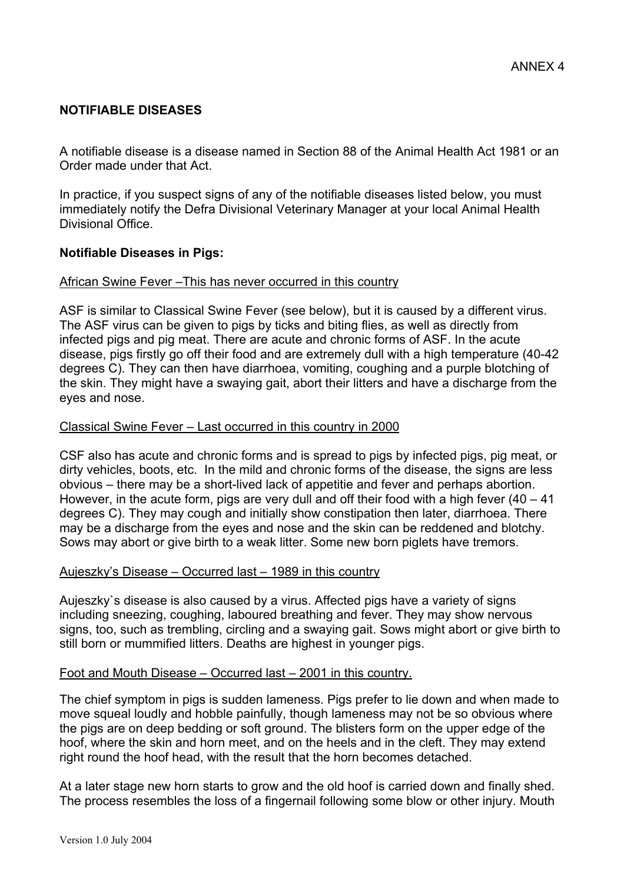ANNEX 4

**NOTIFIABLE DISEASES**

A notifiable disease is a disease named in Section 88 of the Animal Health Act 1981 or an Order made under that Act.

In practice, if you suspect signs of any of the notifiable diseases listed below, you must immediately notify the Defra Divisional Veterinary Manager at your local Animal Health Divisional Office.

**Notifiable Diseases in Pigs:**

African Swine Fever –This has never occurred in this country

ASF is similar to Classical Swine Fever (see below), but it is caused by a different virus. The ASF virus can be given to pigs by ticks and biting flies, as well as directly from infected pigs and pig meat. There are acute and chronic forms of ASF. In the acute disease, pigs firstly go off their food and are extremely dull with a high temperature (40-42 degrees C). They can then have diarrhoea, vomiting, coughing and a purple blotching of the skin. They might have a swaying gait, abort their litters and have a discharge from the eyes and nose.

Classical Swine Fever – Last occurred in this country in 2000

CSF also has acute and chronic forms and is spread to pigs by infected pigs, pig meat, or dirty vehicles, boots, etc. In the mild and chronic forms of the disease, the signs are less obvious – there may be a short-lived lack of appetitie and fever and perhaps abortion. However, in the acute form, pigs are very dull and off their food with a high fever (40 – 41 degrees C). They may cough and initially show constipation then later, diarrhoea. There may be a discharge from the eyes and nose and the skin can be reddened and blotchy. Sows may abort or give birth to a weak litter. Some new born piglets have tremors.

Aujeszky's Disease – Occurred last – 1989 in this country

Aujeszky`s disease is also caused by a virus. Affected pigs have a variety of signs including sneezing, coughing, laboured breathing and fever. They may show nervous signs, too, such as trembling, circling and a swaying gait. Sows might abort or give birth to still born or mummified litters. Deaths are highest in younger pigs.

Foot and Mouth Disease – Occurred last – 2001 in this country.

The chief symptom in pigs is sudden lameness. Pigs prefer to lie down and when made to move squeal loudly and hobble painfully, though lameness may not be so obvious where the pigs are on deep bedding or soft ground. The blisters form on the upper edge of the hoof, where the skin and horn meet, and on the heels and in the cleft. They may extend right round the hoof head, with the result that the horn becomes detached.

At a later stage new horn starts to grow and the old hoof is carried down and finally shed. The process resembles the loss of a fingernail following some blow or other injury. Mouth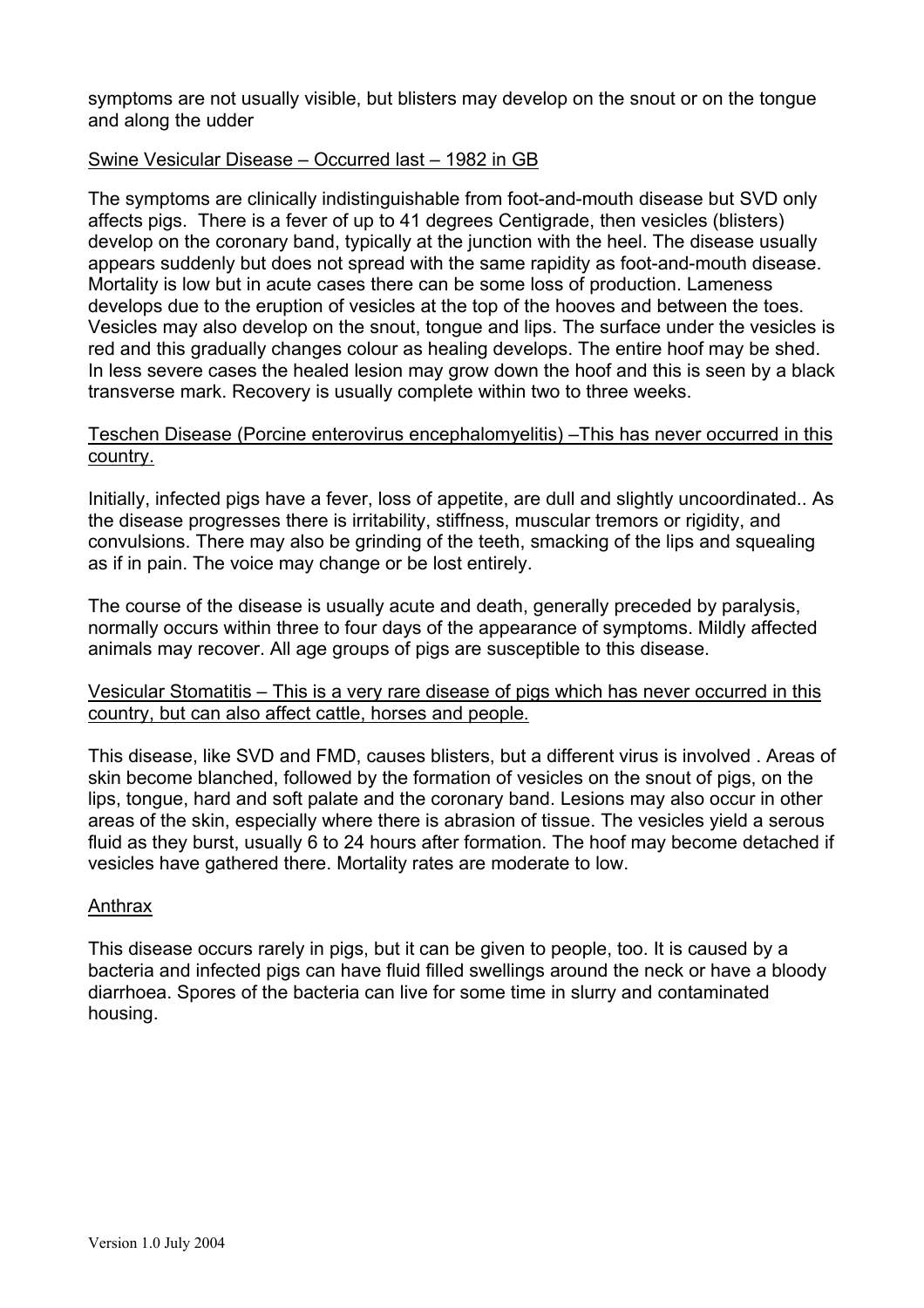symptoms are not usually visible, but blisters may develop on the snout or on the tongue and along the udder

<u>Swine Vesicular Disease – Occurred last – 1982 in GB</u>

The symptoms are clinically indistinguishable from foot-and-mouth disease but SVD only affects pigs. There is a fever of up to 41 degrees Centigrade, then vesicles (blisters) develop on the coronary band, typically at the junction with the heel. The disease usually appears suddenly but does not spread with the same rapidity as foot-and-mouth disease. Mortality is low but in acute cases there can be some loss of production. Lameness develops due to the eruption of vesicles at the top of the hooves and between the toes. Vesicles may also develop on the snout, tongue and lips. The surface under the vesicles is red and this gradually changes colour as healing develops. The entire hoof may be shed. In less severe cases the healed lesion may grow down the hoof and this is seen by a black transverse mark. Recovery is usually complete within two to three weeks.

<u>Teschen Disease (Porcine enterovirus encephalomyelitis) –This has never occurred in this country.</u>

Initially, infected pigs have a fever, loss of appetite, are dull and slightly uncoordinated.. As the disease progresses there is irritability, stiffness, muscular tremors or rigidity, and convulsions. There may also be grinding of the teeth, smacking of the lips and squealing as if in pain. The voice may change or be lost entirely.

The course of the disease is usually acute and death, generally preceded by paralysis, normally occurs within three to four days of the appearance of symptoms. Mildly affected animals may recover. All age groups of pigs are susceptible to this disease.

<u>Vesicular Stomatitis – This is a very rare disease of pigs which has never occurred in this country, but can also affect cattle, horses and people.</u>

This disease, like SVD and FMD, causes blisters, but a different virus is involved . Areas of skin become blanched, followed by the formation of vesicles on the snout of pigs, on the lips, tongue, hard and soft palate and the coronary band. Lesions may also occur in other areas of the skin, especially where there is abrasion of tissue. The vesicles yield a serous fluid as they burst, usually 6 to 24 hours after formation. The hoof may become detached if vesicles have gathered there. Mortality rates are moderate to low.

<u>Anthrax</u>

This disease occurs rarely in pigs, but it can be given to people, too. It is caused by a bacteria and infected pigs can have fluid filled swellings around the neck or have a bloody diarrhoea. Spores of the bacteria can live for some time in slurry and contaminated housing.